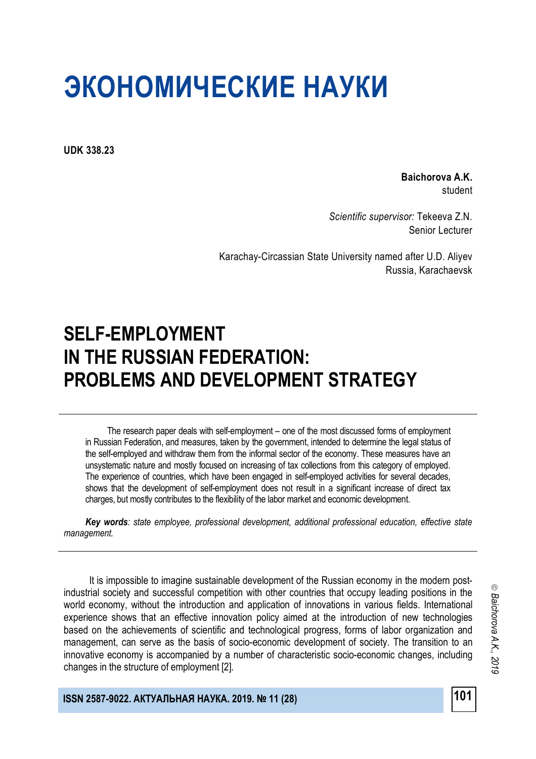# ЭКОНОМИЧЕСКИЕ НАУКИ

**UDK 338.23**

**Baichorova A.K.**
student

*Scientific supervisor:* Tekeeva Z.N.
Senior Lecturer

Karachay-Circassian State University named after U.D. Aliyev
Russia, Karachaevsk

## SELF-EMPLOYMENT IN THE RUSSIAN FEDERATION: PROBLEMS AND DEVELOPMENT STRATEGY

The research paper deals with self-employment – one of the most discussed forms of employment in Russian Federation, and measures, taken by the government, intended to determine the legal status of the self-employed and withdraw them from the informal sector of the economy. These measures have an unsystematic nature and mostly focused on increasing of tax collections from this category of employed. The experience of countries, which have been engaged in self-employed activities for several decades, shows that the development of self-employment does not result in a significant increase of direct tax charges, but mostly contributes to the flexibility of the labor market and economic development.

***Key words****: state employee, professional development, additional professional education, effective state management.*

It is impossible to imagine sustainable development of the Russian economy in the modern post-industrial society and successful competition with other countries that occupy leading positions in the world economy, without the introduction and application of innovations in various fields. International experience shows that an effective innovation policy aimed at the introduction of new technologies based on the achievements of scientific and technological progress, forms of labor organization and management, can serve as the basis of socio-economic development of society. The transition to an innovative economy is accompanied by a number of characteristic socio-economic changes, including changes in the structure of employment [2].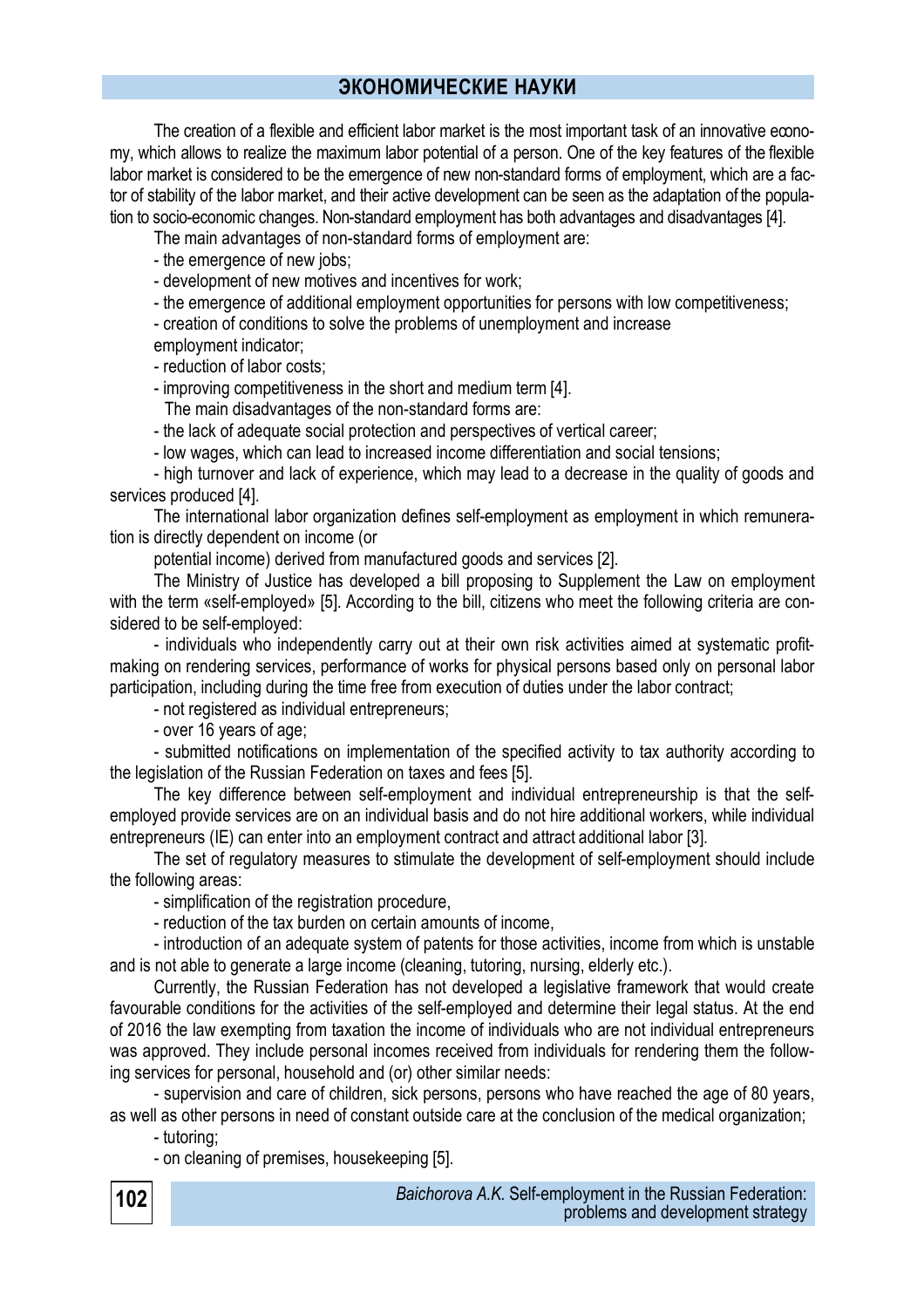The creation of a flexible and efficient labor market is the most important task of an innovative economy, which allows to realize the maximum labor potential of a person. One of the key features of the flexible labor market is considered to be the emergence of new non-standard forms of employment, which are a factor of stability of the labor market, and their active development can be seen as the adaptation of the population to socio-economic changes. Non-standard employment has both advantages and disadvantages [4].

The main advantages of non-standard forms of employment are:

- the emergence of new jobs;
- development of new motives and incentives for work;
- the emergence of additional employment opportunities for persons with low competitiveness;
- creation of conditions to solve the problems of unemployment and increase employment indicator;
- reduction of labor costs;
- improving competitiveness in the short and medium term [4].

The main disadvantages of the non-standard forms are:

- the lack of adequate social protection and perspectives of vertical career;
- low wages, which can lead to increased income differentiation and social tensions;
- high turnover and lack of experience, which may lead to a decrease in the quality of goods and services produced [4].

The international labor organization defines self-employment as employment in which remuneration is directly dependent on income (or potential income) derived from manufactured goods and services [2].

The Ministry of Justice has developed a bill proposing to Supplement the Law on employment with the term «self-employed» [5]. According to the bill, citizens who meet the following criteria are considered to be self-employed:

- individuals who independently carry out at their own risk activities aimed at systematic profit-making on rendering services, performance of works for physical persons based only on personal labor participation, including during the time free from execution of duties under the labor contract;
- not registered as individual entrepreneurs;
- over 16 years of age;
- submitted notifications on implementation of the specified activity to tax authority according to the legislation of the Russian Federation on taxes and fees [5].

The key difference between self-employment and individual entrepreneurship is that the self-employed provide services are on an individual basis and do not hire additional workers, while individual entrepreneurs (IE) can enter into an employment contract and attract additional labor [3].

The set of regulatory measures to stimulate the development of self-employment should include the following areas:

- simplification of the registration procedure,
- reduction of the tax burden on certain amounts of income,
- introduction of an adequate system of patents for those activities, income from which is unstable and is not able to generate a large income (cleaning, tutoring, nursing, elderly etc.).

Currently, the Russian Federation has not developed a legislative framework that would create favourable conditions for the activities of the self-employed and determine their legal status. At the end of 2016 the law exempting from taxation the income of individuals who are not individual entrepreneurs was approved. They include personal incomes received from individuals for rendering them the following services for personal, household and (or) other similar needs:

- supervision and care of children, sick persons, persons who have reached the age of 80 years, as well as other persons in need of constant outside care at the conclusion of the medical organization;
- tutoring;
- on cleaning of premises, housekeeping [5].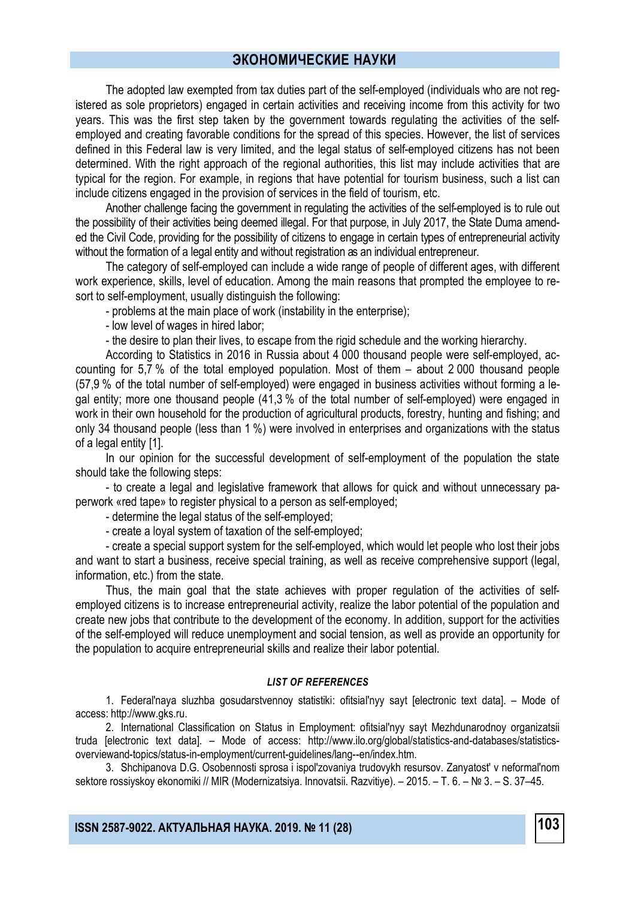The adopted law exempted from tax duties part of the self-employed (individuals who are not registered as sole proprietors) engaged in certain activities and receiving income from this activity for two years. This was the first step taken by the government towards regulating the activities of the self-employed and creating favorable conditions for the spread of this species. However, the list of services defined in this Federal law is very limited, and the legal status of self-employed citizens has not been determined. With the right approach of the regional authorities, this list may include activities that are typical for the region. For example, in regions that have potential for tourism business, such a list can include citizens engaged in the provision of services in the field of tourism, etc.

Another challenge facing the government in regulating the activities of the self-employed is to rule out the possibility of their activities being deemed illegal. For that purpose, in July 2017, the State Duma amended the Civil Code, providing for the possibility of citizens to engage in certain types of entrepreneurial activity without the formation of a legal entity and without registration as an individual entrepreneur.

The category of self-employed can include a wide range of people of different ages, with different work experience, skills, level of education. Among the main reasons that prompted the employee to resort to self-employment, usually distinguish the following:

- problems at the main place of work (instability in the enterprise);
- low level of wages in hired labor;
- the desire to plan their lives, to escape from the rigid schedule and the working hierarchy.

According to Statistics in 2016 in Russia about 4 000 thousand people were self-employed, accounting for 5,7 % of the total employed population. Most of them – about 2 000 thousand people (57,9 % of the total number of self-employed) were engaged in business activities without forming a legal entity; more one thousand people (41,3 % of the total number of self-employed) were engaged in work in their own household for the production of agricultural products, forestry, hunting and fishing; and only 34 thousand people (less than 1 %) were involved in enterprises and organizations with the status of a legal entity [1].

In our opinion for the successful development of self-employment of the population the state should take the following steps:

- to create a legal and legislative framework that allows for quick and without unnecessary paperwork «red tape» to register physical to a person as self-employed;
- determine the legal status of the self-employed;
- create a loyal system of taxation of the self-employed;
- create a special support system for the self-employed, which would let people who lost their jobs and want to start a business, receive special training, as well as receive comprehensive support (legal, information, etc.) from the state.

Thus, the main goal that the state achieves with proper regulation of the activities of self-employed citizens is to increase entrepreneurial activity, realize the labor potential of the population and create new jobs that contribute to the development of the economy. In addition, support for the activities of the self-employed will reduce unemployment and social tension, as well as provide an opportunity for the population to acquire entrepreneurial skills and realize their labor potential.

### *LIST OF REFERENCES*

1. Federal'naya sluzhba gosudarstvennoy statistiki: ofitsial'nyy sayt [electronic text data]. – Mode of access: http://www.gks.ru.
2. International Classification on Status in Employment: ofitsial'nyy sayt Mezhdunarodnoy organizatsii truda [electronic text data]. – Mode of access: http://www.ilo.org/global/statistics-and-databases/statistics-overviewand-topics/status-in-employment/current-guidelines/lang--en/index.htm.
3. Shchipanova D.G. Osobennosti sprosa i ispol'zovaniya trudovykh resursov. Zanyatost' v neformal'nom sektore rossiyskoy ekonomiki // MIR (Modernizatsiya. Innovatsii. Razvitiye). – 2015. – T. 6. – № 3. – S. 37–45.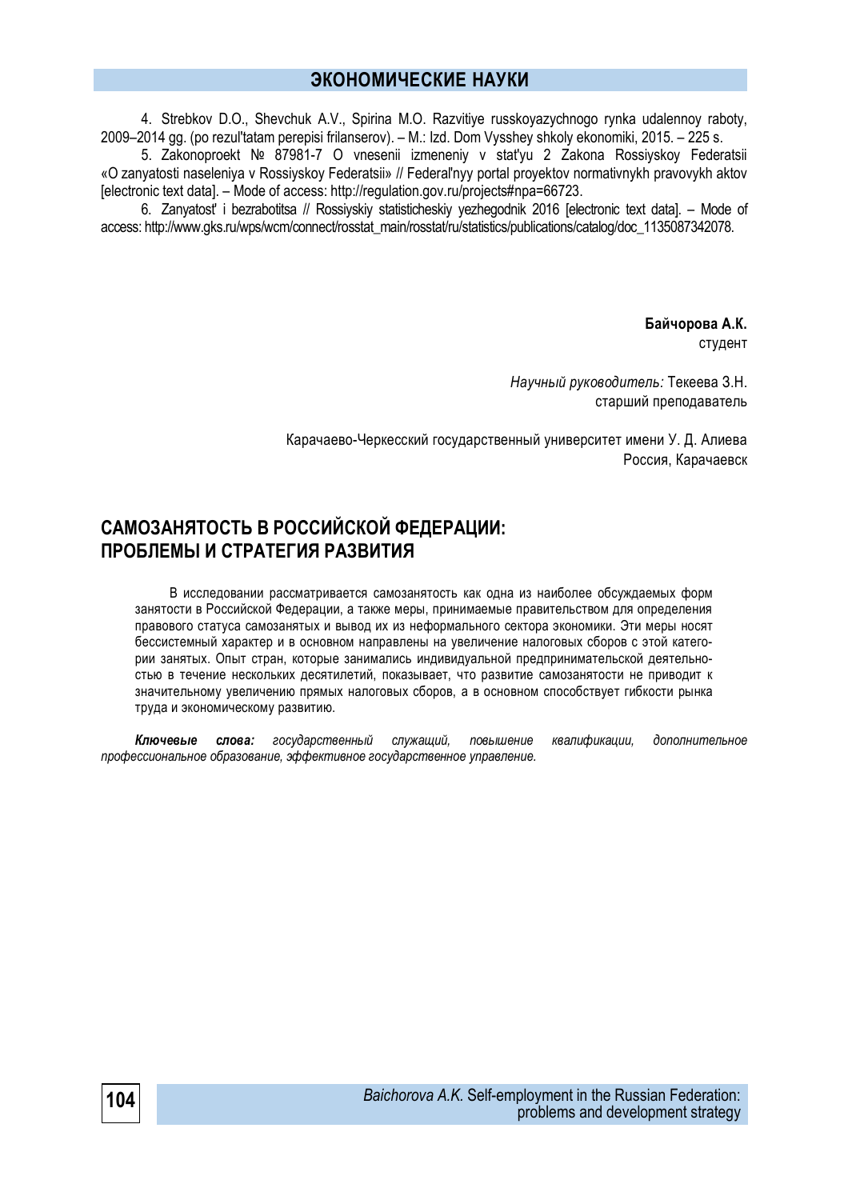4. Strebkov D.O., Shevchuk A.V., Spirina M.O. Razvitiye russkoyazychnogo rynka udalennoy raboty, 2009–2014 gg. (po rezul'tatam perepisi frilanserov). – M.: Izd. Dom Vysshey shkoly ekonomiki, 2015. – 225 s.

5. Zakonoproekt № 87981-7 O vnesenii izmeneniy v stat'yu 2 Zakona Rossiyskoy Federatsii «O zanyatosti naseleniya v Rossiyskoy Federatsii» // Federal'nyy portal proyektov normativnykh pravovykh aktov [electronic text data]. – Mode of access: http://regulation.gov.ru/projects#npa=66723.

6. Zanyatost' i bezrabotitsa // Rossiyskiy statisticheskiy yezhegodnik 2016 [electronic text data]. – Mode of access: http://www.gks.ru/wps/wcm/connect/rosstat_main/rosstat/ru/statistics/publications/catalog/doc_1135087342078.

**Байчорова А.К.**
студент

*Научный руководитель:* Текеева З.Н.
старший преподаватель

Карачаево-Черкесский государственный университет имени У. Д. Алиева
Россия, Карачаевск

## САМОЗАНЯТОСТЬ В РОССИЙСКОЙ ФЕДЕРАЦИИ: ПРОБЛЕМЫ И СТРАТЕГИЯ РАЗВИТИЯ

В исследовании рассматривается самозанятость как одна из наиболее обсуждаемых форм занятости в Российской Федерации, а также меры, принимаемые правительством для определения правового статуса самозанятых и вывод их из неформального сектора экономики. Эти меры носят бессистемный характер и в основном направлены на увеличение налоговых сборов с этой категории занятых. Опыт стран, которые занимались индивидуальной предпринимательской деятельностью в течение нескольких десятилетий, показывает, что развитие самозанятости не приводит к значительному увеличению прямых налоговых сборов, а в основном способствует гибкости рынка труда и экономическому развитию.

***Ключевые слова:*** *государственный служащий, повышение квалификации, дополнительное профессиональное образование, эффективное государственное управление.*